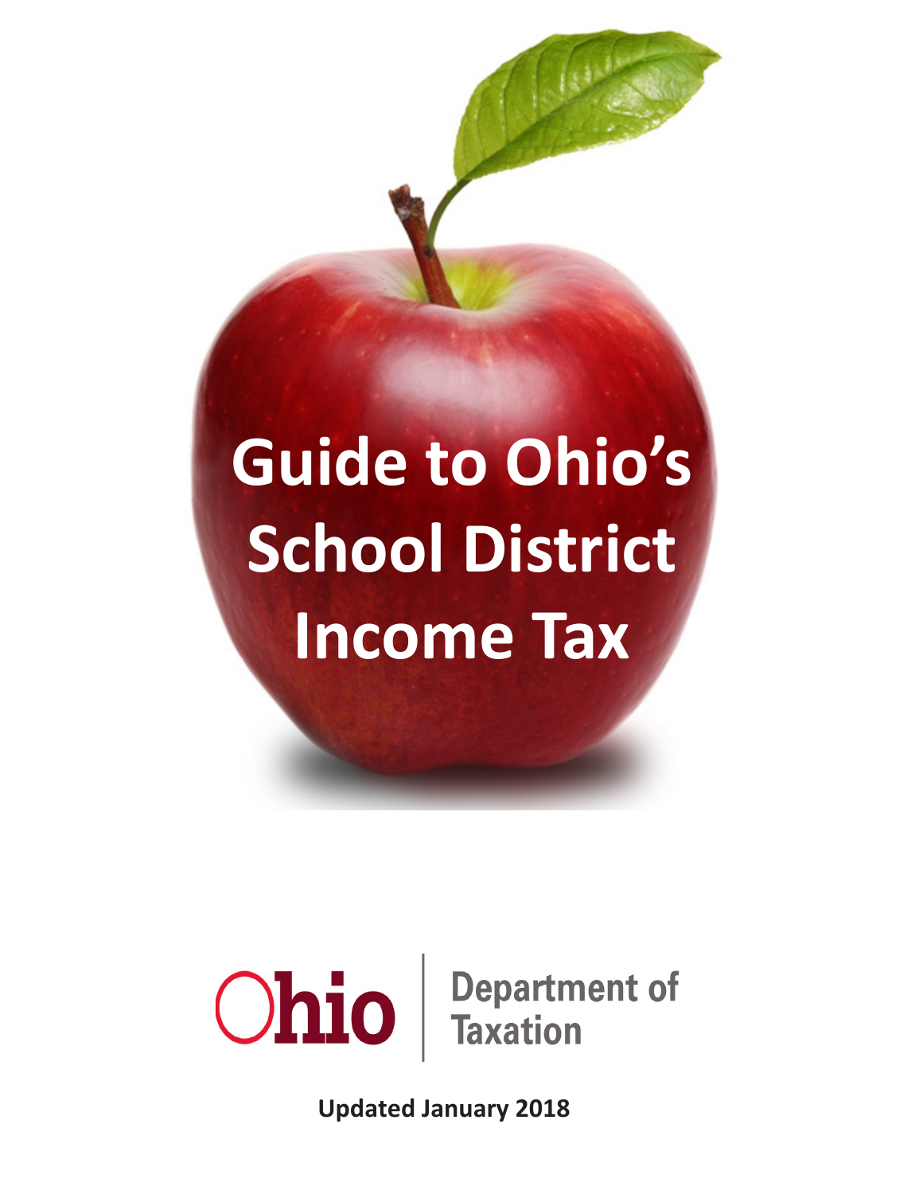# Guide to Ohio's School District Income Tax

Ohio | Department of Taxation

**Updated January 2018**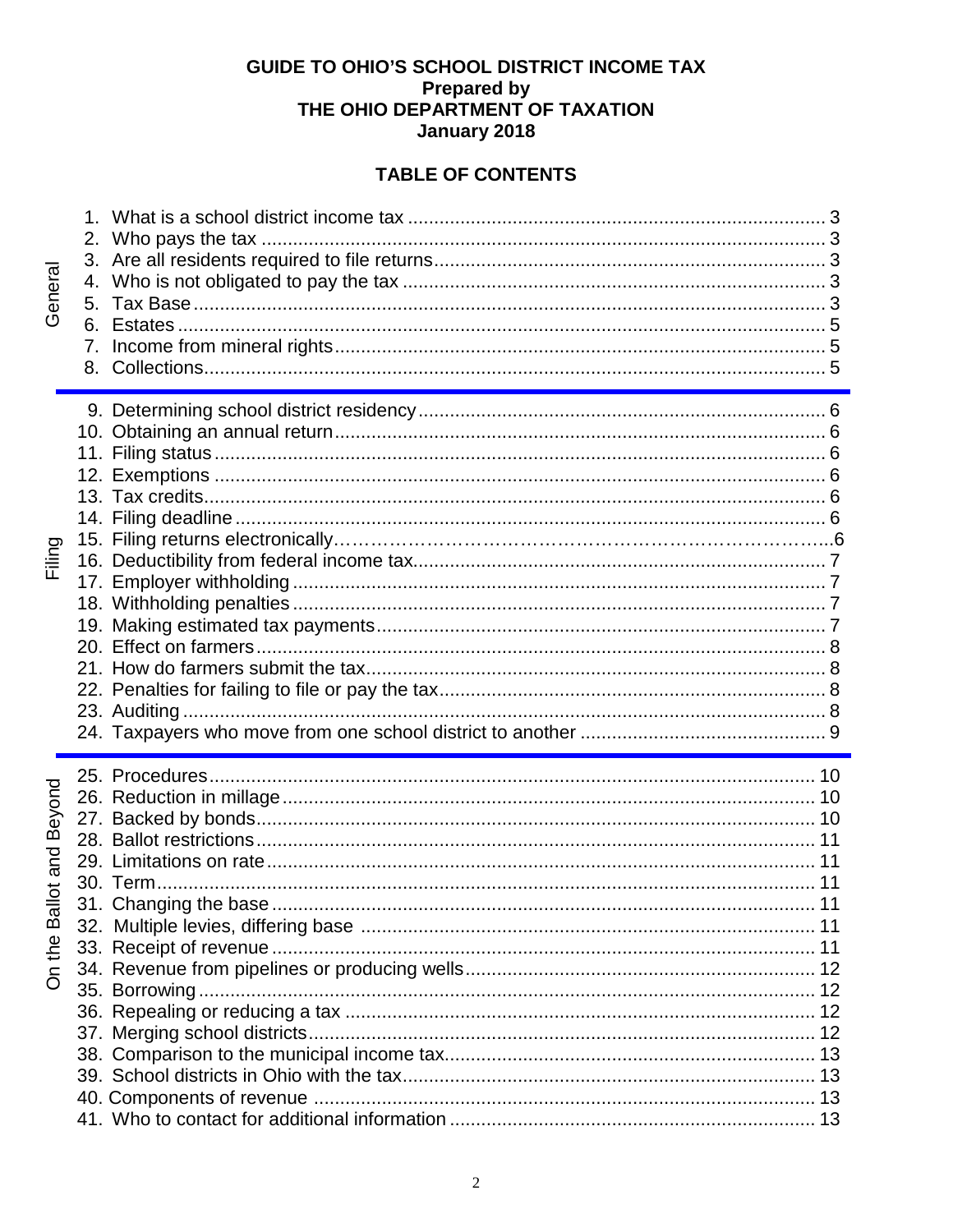**GUIDE TO OHIO'S SCHOOL DISTRICT INCOME TAX**
**Prepared by**
**THE OHIO DEPARTMENT OF TAXATION**
**January 2018**

## TABLE OF CONTENTS

| Section | Topic | Page |
|---|---|---|
| General | 1. What is a school district income tax | 3 |
| | 2. Who pays the tax | 3 |
| | 3. Are all residents required to file returns | 3 |
| | 4. Who is not obligated to pay the tax | 3 |
| | 5. Tax Base | 3 |
| | 6. Estates | 5 |
| | 7. Income from mineral rights | 5 |
| | 8. Collections | 5 |
| Filing | 9. Determining school district residency | 6 |
| | 10. Obtaining an annual return | 6 |
| | 11. Filing status | 6 |
| | 12. Exemptions | 6 |
| | 13. Tax credits | 6 |
| | 14. Filing deadline | 6 |
| | 15. Filing returns electronically | 6 |
| | 16. Deductibility from federal income tax | 7 |
| | 17. Employer withholding | 7 |
| | 18. Withholding penalties | 7 |
| | 19. Making estimated tax payments | 7 |
| | 20. Effect on farmers | 8 |
| | 21. How do farmers submit the tax | 8 |
| | 22. Penalties for failing to file or pay the tax | 8 |
| | 23. Auditing | 8 |
| | 24. Taxpayers who move from one school district to another | 9 |
| On the Ballot and Beyond | 25. Procedures | 10 |
| | 26. Reduction in millage | 10 |
| | 27. Backed by bonds | 10 |
| | 28. Ballot restrictions | 11 |
| | 29. Limitations on rate | 11 |
| | 30. Term | 11 |
| | 31. Changing the base | 11 |
| | 32. Multiple levies, differing base | 11 |
| | 33. Receipt of revenue | 11 |
| | 34. Revenue from pipelines or producing wells | 12 |
| | 35. Borrowing | 12 |
| | 36. Repealing or reducing a tax | 12 |
| | 37. Merging school districts | 12 |
| | 38. Comparison to the municipal income tax | 13 |
| | 39. School districts in Ohio with the tax | 13 |
| | 40. Components of revenue | 13 |
| | 41. Who to contact for additional information | 13 |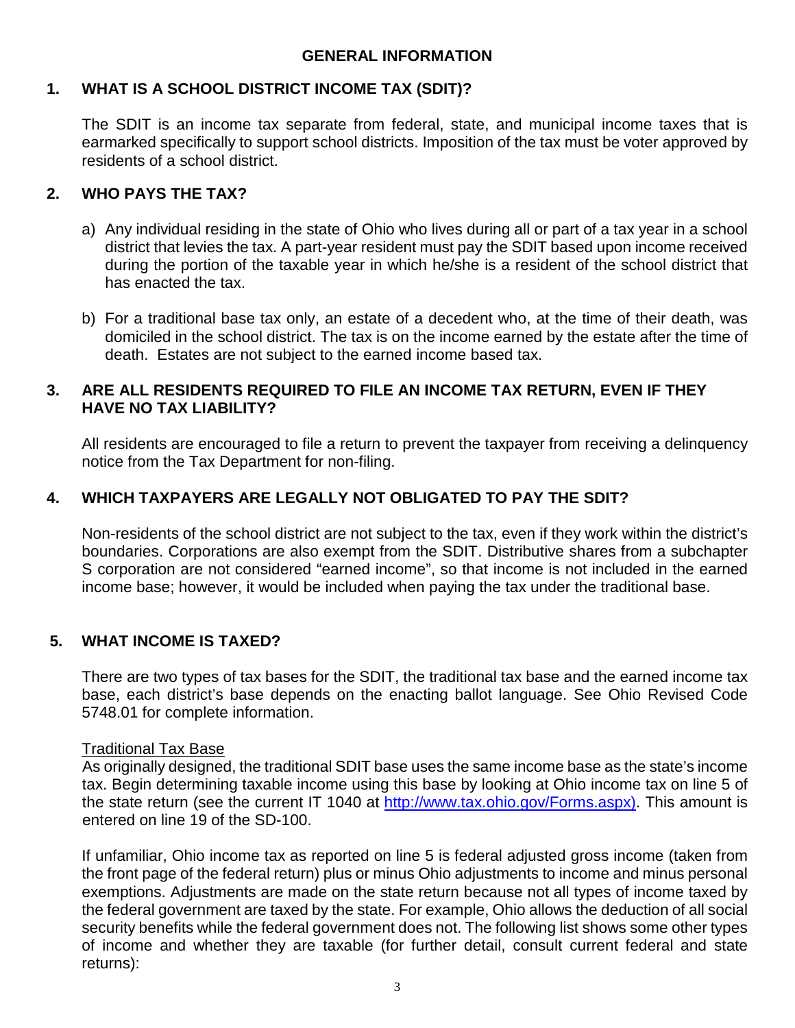# GENERAL INFORMATION

## 1. WHAT IS A SCHOOL DISTRICT INCOME TAX (SDIT)?

The SDIT is an income tax separate from federal, state, and municipal income taxes that is earmarked specifically to support school districts. Imposition of the tax must be voter approved by residents of a school district.

## 2. WHO PAYS THE TAX?

a) Any individual residing in the state of Ohio who lives during all or part of a tax year in a school district that levies the tax. A part-year resident must pay the SDIT based upon income received during the portion of the taxable year in which he/she is a resident of the school district that has enacted the tax.

b) For a traditional base tax only, an estate of a decedent who, at the time of their death, was domiciled in the school district. The tax is on the income earned by the estate after the time of death. Estates are not subject to the earned income based tax.

## 3. ARE ALL RESIDENTS REQUIRED TO FILE AN INCOME TAX RETURN, EVEN IF THEY HAVE NO TAX LIABILITY?

All residents are encouraged to file a return to prevent the taxpayer from receiving a delinquency notice from the Tax Department for non-filing.

## 4. WHICH TAXPAYERS ARE LEGALLY NOT OBLIGATED TO PAY THE SDIT?

Non-residents of the school district are not subject to the tax, even if they work within the district's boundaries. Corporations are also exempt from the SDIT. Distributive shares from a subchapter S corporation are not considered "earned income", so that income is not included in the earned income base; however, it would be included when paying the tax under the traditional base.

## 5. WHAT INCOME IS TAXED?

There are two types of tax bases for the SDIT, the traditional tax base and the earned income tax base, each district's base depends on the enacting ballot language. See Ohio Revised Code 5748.01 for complete information.

<u>Traditional Tax Base</u>
As originally designed, the traditional SDIT base uses the same income base as the state's income tax. Begin determining taxable income using this base by looking at Ohio income tax on line 5 of the state return (see the current IT 1040 at [http://www.tax.ohio.gov/Forms.aspx)](http://www.tax.ohio.gov/Forms.aspx). This amount is entered on line 19 of the SD-100.

If unfamiliar, Ohio income tax as reported on line 5 is federal adjusted gross income (taken from the front page of the federal return) plus or minus Ohio adjustments to income and minus personal exemptions. Adjustments are made on the state return because not all types of income taxed by the federal government are taxed by the state. For example, Ohio allows the deduction of all social security benefits while the federal government does not. The following list shows some other types of income and whether they are taxable (for further detail, consult current federal and state returns):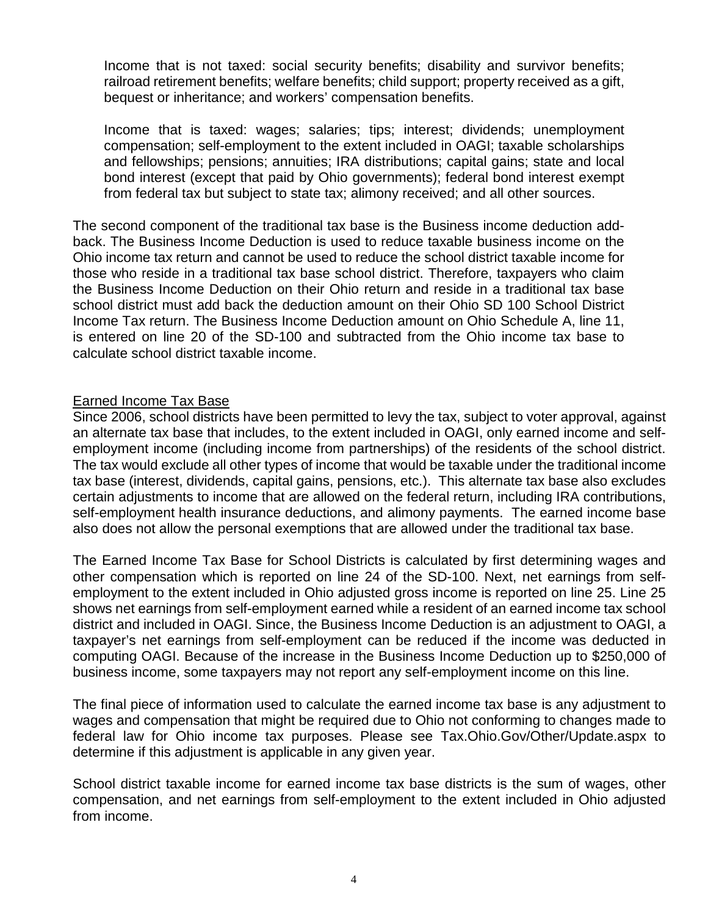Income that is not taxed: social security benefits; disability and survivor benefits; railroad retirement benefits; welfare benefits; child support; property received as a gift, bequest or inheritance; and workers' compensation benefits.

Income that is taxed: wages; salaries; tips; interest; dividends; unemployment compensation; self-employment to the extent included in OAGI; taxable scholarships and fellowships; pensions; annuities; IRA distributions; capital gains; state and local bond interest (except that paid by Ohio governments); federal bond interest exempt from federal tax but subject to state tax; alimony received; and all other sources.

The second component of the traditional tax base is the Business income deduction add-back. The Business Income Deduction is used to reduce taxable business income on the Ohio income tax return and cannot be used to reduce the school district taxable income for those who reside in a traditional tax base school district. Therefore, taxpayers who claim the Business Income Deduction on their Ohio return and reside in a traditional tax base school district must add back the deduction amount on their Ohio SD 100 School District Income Tax return. The Business Income Deduction amount on Ohio Schedule A, line 11, is entered on line 20 of the SD-100 and subtracted from the Ohio income tax base to calculate school district taxable income.

## Earned Income Tax Base

Since 2006, school districts have been permitted to levy the tax, subject to voter approval, against an alternate tax base that includes, to the extent included in OAGI, only earned income and self-employment income (including income from partnerships) of the residents of the school district. The tax would exclude all other types of income that would be taxable under the traditional income tax base (interest, dividends, capital gains, pensions, etc.). This alternate tax base also excludes certain adjustments to income that are allowed on the federal return, including IRA contributions, self-employment health insurance deductions, and alimony payments. The earned income base also does not allow the personal exemptions that are allowed under the traditional tax base.

The Earned Income Tax Base for School Districts is calculated by first determining wages and other compensation which is reported on line 24 of the SD-100. Next, net earnings from self-employment to the extent included in Ohio adjusted gross income is reported on line 25. Line 25 shows net earnings from self-employment earned while a resident of an earned income tax school district and included in OAGI. Since, the Business Income Deduction is an adjustment to OAGI, a taxpayer's net earnings from self-employment can be reduced if the income was deducted in computing OAGI. Because of the increase in the Business Income Deduction up to $250,000 of business income, some taxpayers may not report any self-employment income on this line.

The final piece of information used to calculate the earned income tax base is any adjustment to wages and compensation that might be required due to Ohio not conforming to changes made to federal law for Ohio income tax purposes. Please see Tax.Ohio.Gov/Other/Update.aspx to determine if this adjustment is applicable in any given year.

School district taxable income for earned income tax base districts is the sum of wages, other compensation, and net earnings from self-employment to the extent included in Ohio adjusted from income.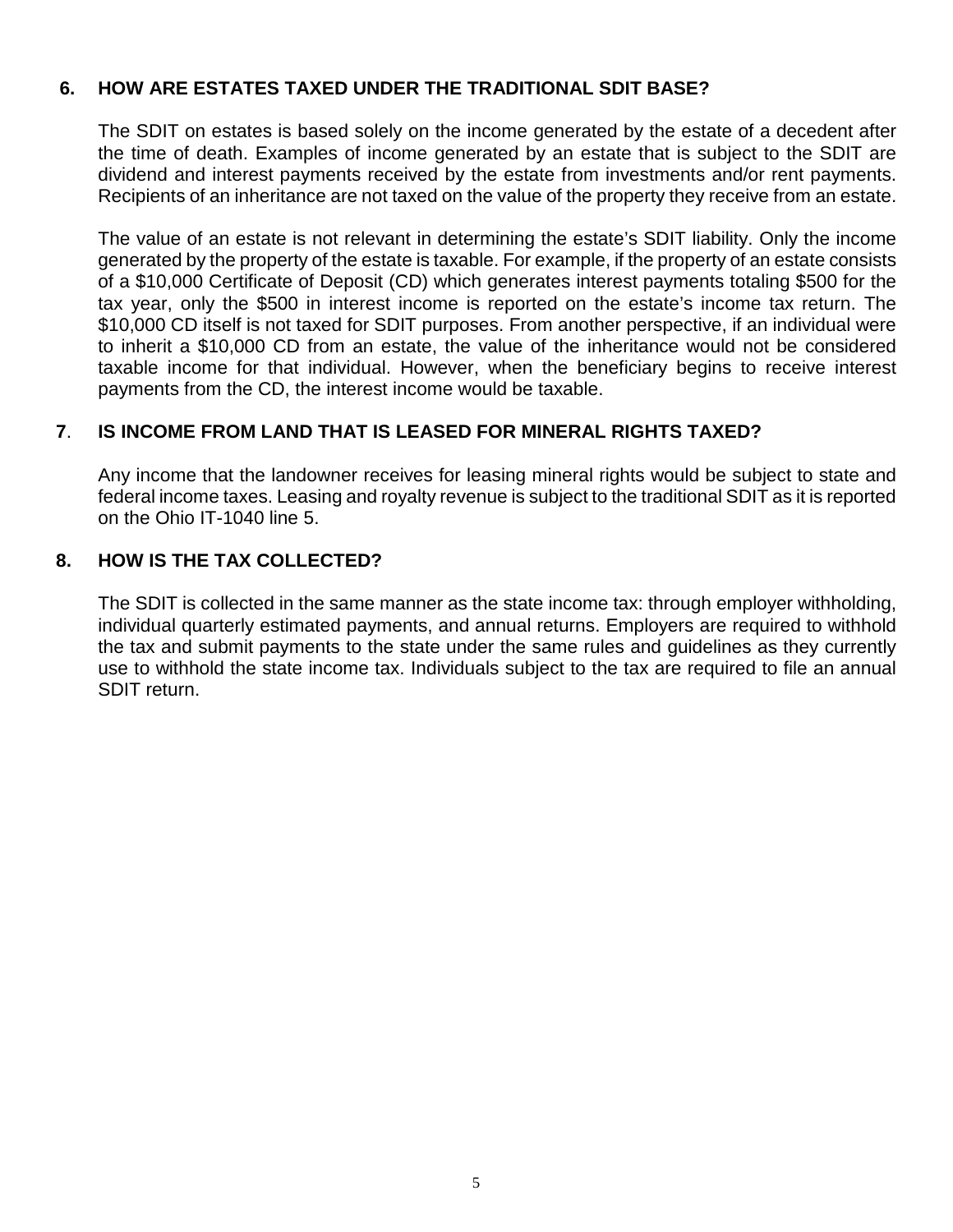### 6. HOW ARE ESTATES TAXED UNDER THE TRADITIONAL SDIT BASE?

The SDIT on estates is based solely on the income generated by the estate of a decedent after the time of death. Examples of income generated by an estate that is subject to the SDIT are dividend and interest payments received by the estate from investments and/or rent payments. Recipients of an inheritance are not taxed on the value of the property they receive from an estate.

The value of an estate is not relevant in determining the estate's SDIT liability. Only the income generated by the property of the estate is taxable. For example, if the property of an estate consists of a $10,000 Certificate of Deposit (CD) which generates interest payments totaling $500 for the tax year, only the $500 in interest income is reported on the estate's income tax return. The $10,000 CD itself is not taxed for SDIT purposes. From another perspective, if an individual were to inherit a $10,000 CD from an estate, the value of the inheritance would not be considered taxable income for that individual. However, when the beneficiary begins to receive interest payments from the CD, the interest income would be taxable.

### 7. IS INCOME FROM LAND THAT IS LEASED FOR MINERAL RIGHTS TAXED?

Any income that the landowner receives for leasing mineral rights would be subject to state and federal income taxes. Leasing and royalty revenue is subject to the traditional SDIT as it is reported on the Ohio IT-1040 line 5.

### 8. HOW IS THE TAX COLLECTED?

The SDIT is collected in the same manner as the state income tax: through employer withholding, individual quarterly estimated payments, and annual returns. Employers are required to withhold the tax and submit payments to the state under the same rules and guidelines as they currently use to withhold the state income tax. Individuals subject to the tax are required to file an annual SDIT return.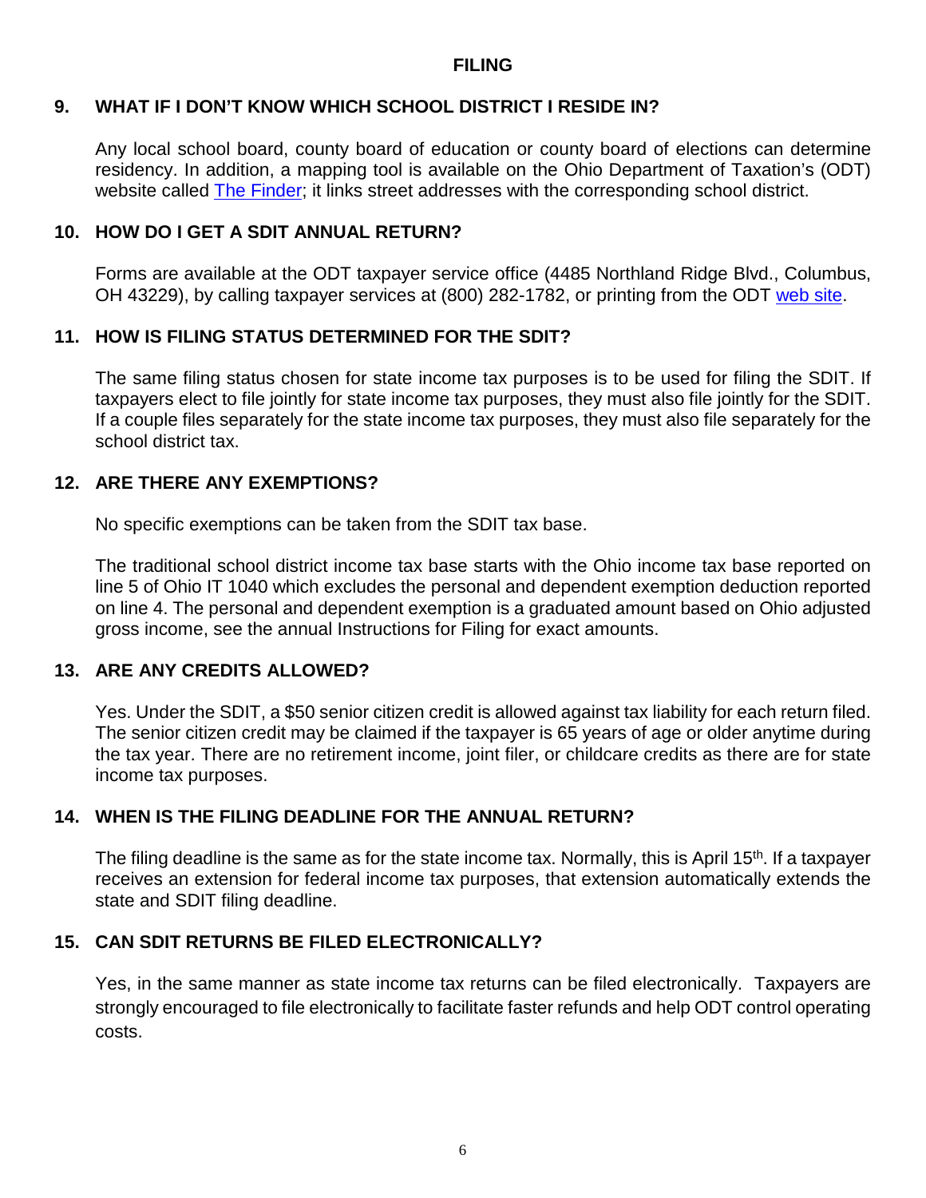## FILING

### 9. WHAT IF I DON'T KNOW WHICH SCHOOL DISTRICT I RESIDE IN?

Any local school board, county board of education or county board of elections can determine residency. In addition, a mapping tool is available on the Ohio Department of Taxation's (ODT) website called The Finder; it links street addresses with the corresponding school district.

### 10. HOW DO I GET A SDIT ANNUAL RETURN?

Forms are available at the ODT taxpayer service office (4485 Northland Ridge Blvd., Columbus, OH 43229), by calling taxpayer services at (800) 282-1782, or printing from the ODT web site.

### 11. HOW IS FILING STATUS DETERMINED FOR THE SDIT?

The same filing status chosen for state income tax purposes is to be used for filing the SDIT. If taxpayers elect to file jointly for state income tax purposes, they must also file jointly for the SDIT. If a couple files separately for the state income tax purposes, they must also file separately for the school district tax.

### 12. ARE THERE ANY EXEMPTIONS?

No specific exemptions can be taken from the SDIT tax base.

The traditional school district income tax base starts with the Ohio income tax base reported on line 5 of Ohio IT 1040 which excludes the personal and dependent exemption deduction reported on line 4. The personal and dependent exemption is a graduated amount based on Ohio adjusted gross income, see the annual Instructions for Filing for exact amounts.

### 13. ARE ANY CREDITS ALLOWED?

Yes. Under the SDIT, a $50 senior citizen credit is allowed against tax liability for each return filed. The senior citizen credit may be claimed if the taxpayer is 65 years of age or older anytime during the tax year. There are no retirement income, joint filer, or childcare credits as there are for state income tax purposes.

### 14. WHEN IS THE FILING DEADLINE FOR THE ANNUAL RETURN?

The filing deadline is the same as for the state income tax. Normally, this is April 15th. If a taxpayer receives an extension for federal income tax purposes, that extension automatically extends the state and SDIT filing deadline.

### 15. CAN SDIT RETURNS BE FILED ELECTRONICALLY?

Yes, in the same manner as state income tax returns can be filed electronically. Taxpayers are strongly encouraged to file electronically to facilitate faster refunds and help ODT control operating costs.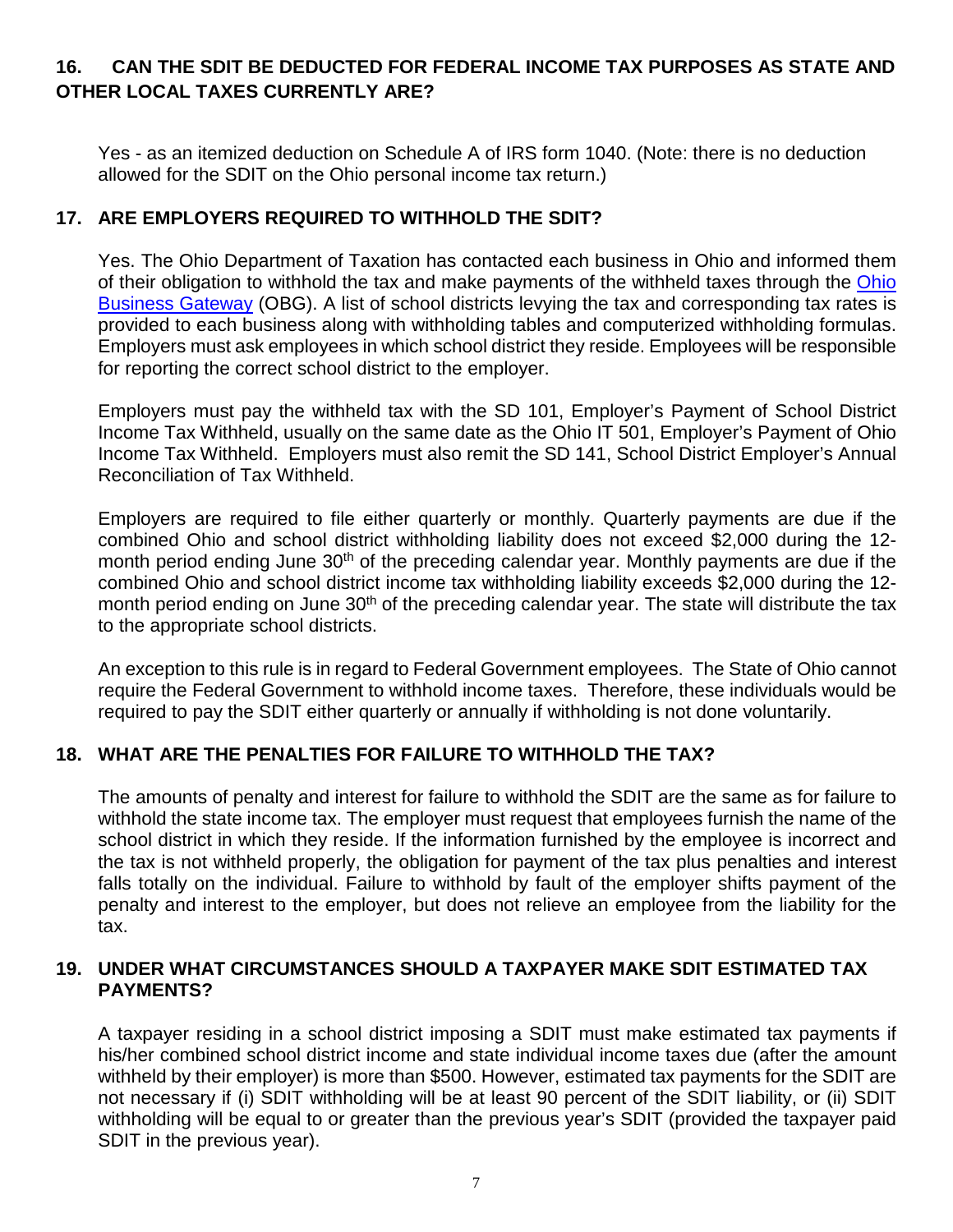## 16. CAN THE SDIT BE DEDUCTED FOR FEDERAL INCOME TAX PURPOSES AS STATE AND OTHER LOCAL TAXES CURRENTLY ARE?

Yes - as an itemized deduction on Schedule A of IRS form 1040. (Note: there is no deduction allowed for the SDIT on the Ohio personal income tax return.)

## 17. ARE EMPLOYERS REQUIRED TO WITHHOLD THE SDIT?

Yes. The Ohio Department of Taxation has contacted each business in Ohio and informed them of their obligation to withhold the tax and make payments of the withheld taxes through the Ohio Business Gateway (OBG). A list of school districts levying the tax and corresponding tax rates is provided to each business along with withholding tables and computerized withholding formulas. Employers must ask employees in which school district they reside. Employees will be responsible for reporting the correct school district to the employer.

Employers must pay the withheld tax with the SD 101, Employer's Payment of School District Income Tax Withheld, usually on the same date as the Ohio IT 501, Employer's Payment of Ohio Income Tax Withheld. Employers must also remit the SD 141, School District Employer's Annual Reconciliation of Tax Withheld.

Employers are required to file either quarterly or monthly. Quarterly payments are due if the combined Ohio and school district withholding liability does not exceed $2,000 during the 12-month period ending June 30th of the preceding calendar year. Monthly payments are due if the combined Ohio and school district income tax withholding liability exceeds $2,000 during the 12-month period ending on June 30th of the preceding calendar year. The state will distribute the tax to the appropriate school districts.

An exception to this rule is in regard to Federal Government employees. The State of Ohio cannot require the Federal Government to withhold income taxes. Therefore, these individuals would be required to pay the SDIT either quarterly or annually if withholding is not done voluntarily.

## 18. WHAT ARE THE PENALTIES FOR FAILURE TO WITHHOLD THE TAX?

The amounts of penalty and interest for failure to withhold the SDIT are the same as for failure to withhold the state income tax. The employer must request that employees furnish the name of the school district in which they reside. If the information furnished by the employee is incorrect and the tax is not withheld properly, the obligation for payment of the tax plus penalties and interest falls totally on the individual. Failure to withhold by fault of the employer shifts payment of the penalty and interest to the employer, but does not relieve an employee from the liability for the tax.

## 19. UNDER WHAT CIRCUMSTANCES SHOULD A TAXPAYER MAKE SDIT ESTIMATED TAX PAYMENTS?

A taxpayer residing in a school district imposing a SDIT must make estimated tax payments if his/her combined school district income and state individual income taxes due (after the amount withheld by their employer) is more than $500. However, estimated tax payments for the SDIT are not necessary if (i) SDIT withholding will be at least 90 percent of the SDIT liability, or (ii) SDIT withholding will be equal to or greater than the previous year's SDIT (provided the taxpayer paid SDIT in the previous year).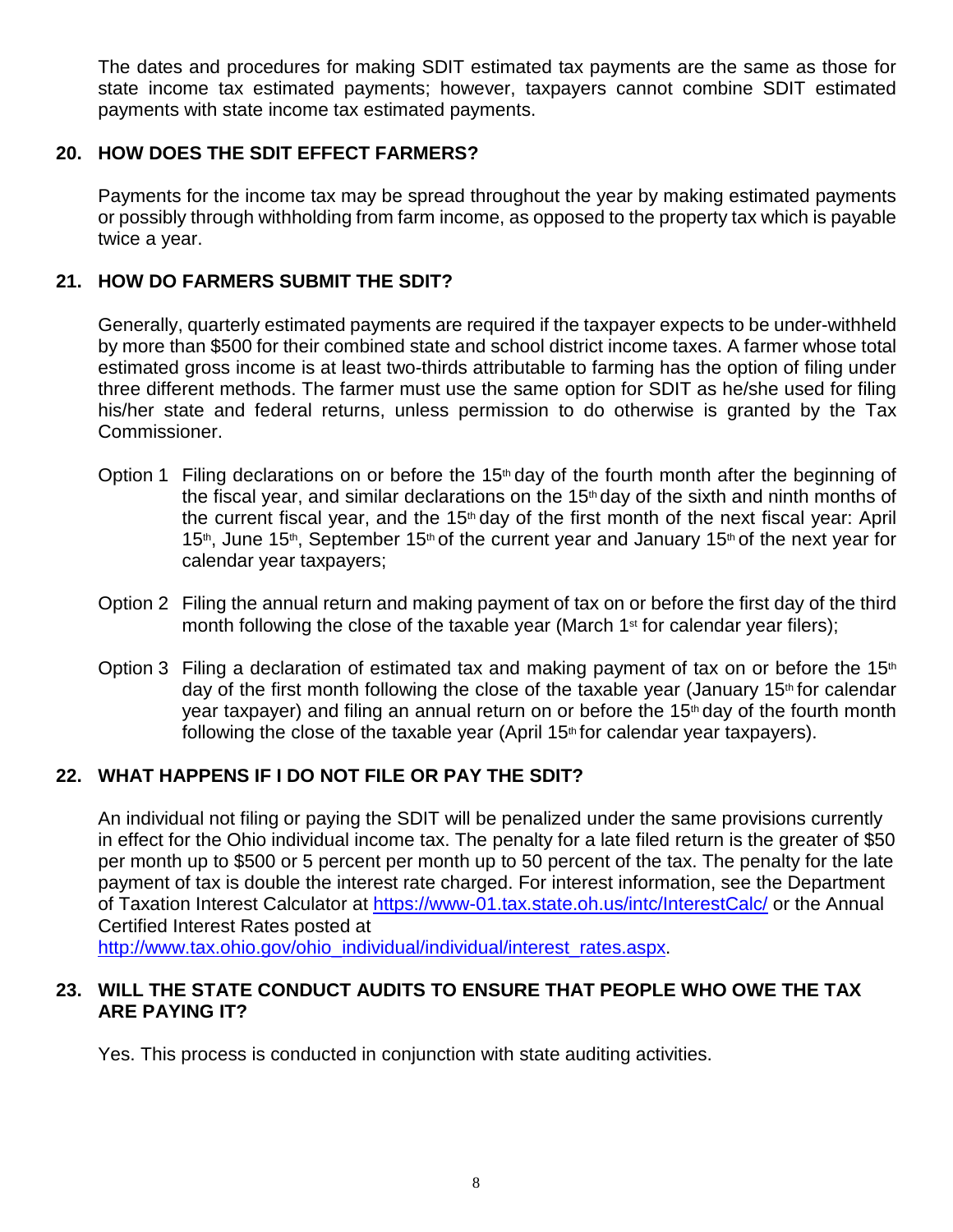The dates and procedures for making SDIT estimated tax payments are the same as those for state income tax estimated payments; however, taxpayers cannot combine SDIT estimated payments with state income tax estimated payments.

## 20. HOW DOES THE SDIT EFFECT FARMERS?

Payments for the income tax may be spread throughout the year by making estimated payments or possibly through withholding from farm income, as opposed to the property tax which is payable twice a year.

## 21. HOW DO FARMERS SUBMIT THE SDIT?

Generally, quarterly estimated payments are required if the taxpayer expects to be under-withheld by more than $500 for their combined state and school district income taxes. A farmer whose total estimated gross income is at least two-thirds attributable to farming has the option of filing under three different methods. The farmer must use the same option for SDIT as he/she used for filing his/her state and federal returns, unless permission to do otherwise is granted by the Tax Commissioner.

Option 1 Filing declarations on or before the 15th day of the fourth month after the beginning of the fiscal year, and similar declarations on the 15th day of the sixth and ninth months of the current fiscal year, and the 15th day of the first month of the next fiscal year: April 15th, June 15th, September 15th of the current year and January 15th of the next year for calendar year taxpayers;

Option 2 Filing the annual return and making payment of tax on or before the first day of the third month following the close of the taxable year (March 1st for calendar year filers);

Option 3 Filing a declaration of estimated tax and making payment of tax on or before the 15th day of the first month following the close of the taxable year (January 15th for calendar year taxpayer) and filing an annual return on or before the 15th day of the fourth month following the close of the taxable year (April 15th for calendar year taxpayers).

## 22. WHAT HAPPENS IF I DO NOT FILE OR PAY THE SDIT?

An individual not filing or paying the SDIT will be penalized under the same provisions currently in effect for the Ohio individual income tax. The penalty for a late filed return is the greater of $50 per month up to $500 or 5 percent per month up to 50 percent of the tax. The penalty for the late payment of tax is double the interest rate charged. For interest information, see the Department of Taxation Interest Calculator at https://www-01.tax.state.oh.us/intc/InterestCalc/ or the Annual Certified Interest Rates posted at http://www.tax.ohio.gov/ohio_individual/individual/interest_rates.aspx.

## 23. WILL THE STATE CONDUCT AUDITS TO ENSURE THAT PEOPLE WHO OWE THE TAX ARE PAYING IT?

Yes. This process is conducted in conjunction with state auditing activities.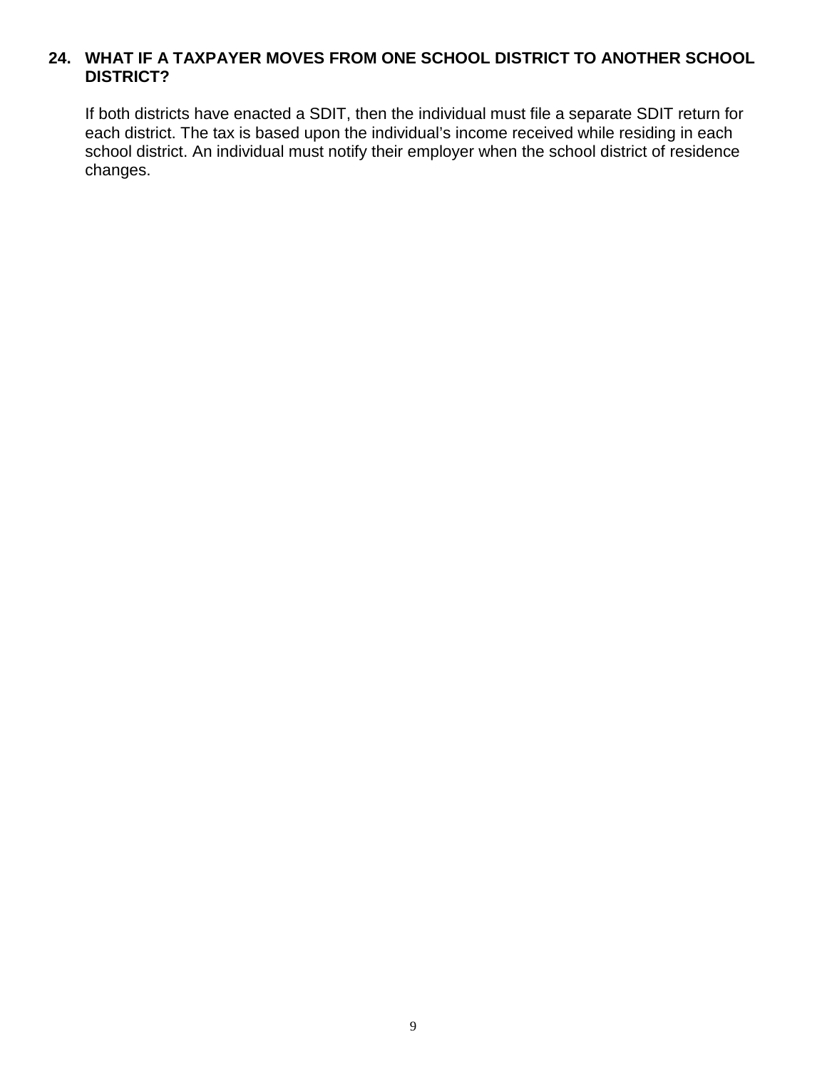### 24. WHAT IF A TAXPAYER MOVES FROM ONE SCHOOL DISTRICT TO ANOTHER SCHOOL DISTRICT?

If both districts have enacted a SDIT, then the individual must file a separate SDIT return for each district. The tax is based upon the individual's income received while residing in each school district. An individual must notify their employer when the school district of residence changes.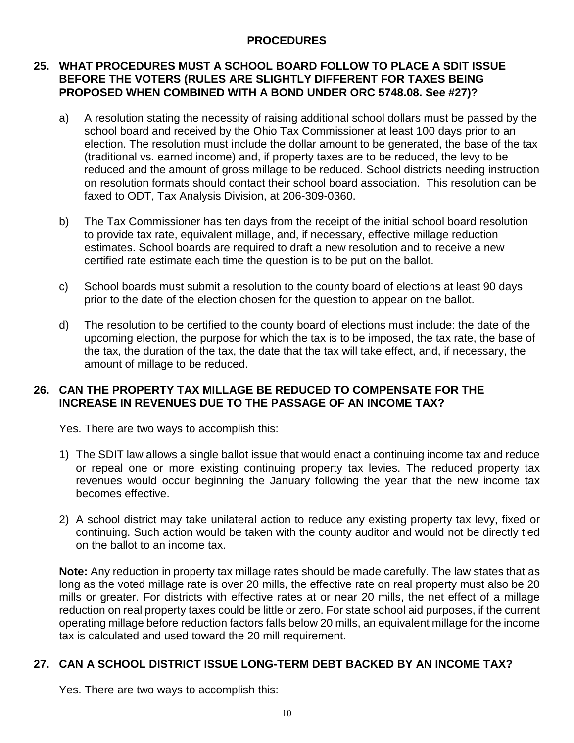## PROCEDURES

### 25. WHAT PROCEDURES MUST A SCHOOL BOARD FOLLOW TO PLACE A SDIT ISSUE BEFORE THE VOTERS (RULES ARE SLIGHTLY DIFFERENT FOR TAXES BEING PROPOSED WHEN COMBINED WITH A BOND UNDER ORC 5748.08. See #27)?

a) A resolution stating the necessity of raising additional school dollars must be passed by the school board and received by the Ohio Tax Commissioner at least 100 days prior to an election. The resolution must include the dollar amount to be generated, the base of the tax (traditional vs. earned income) and, if property taxes are to be reduced, the levy to be reduced and the amount of gross millage to be reduced. School districts needing instruction on resolution formats should contact their school board association. This resolution can be faxed to ODT, Tax Analysis Division, at 206-309-0360.

b) The Tax Commissioner has ten days from the receipt of the initial school board resolution to provide tax rate, equivalent millage, and, if necessary, effective millage reduction estimates. School boards are required to draft a new resolution and to receive a new certified rate estimate each time the question is to be put on the ballot.

c) School boards must submit a resolution to the county board of elections at least 90 days prior to the date of the election chosen for the question to appear on the ballot.

d) The resolution to be certified to the county board of elections must include: the date of the upcoming election, the purpose for which the tax is to be imposed, the tax rate, the base of the tax, the duration of the tax, the date that the tax will take effect, and, if necessary, the amount of millage to be reduced.

### 26. CAN THE PROPERTY TAX MILLAGE BE REDUCED TO COMPENSATE FOR THE INCREASE IN REVENUES DUE TO THE PASSAGE OF AN INCOME TAX?

Yes. There are two ways to accomplish this:

1) The SDIT law allows a single ballot issue that would enact a continuing income tax and reduce or repeal one or more existing continuing property tax levies. The reduced property tax revenues would occur beginning the January following the year that the new income tax becomes effective.

2) A school district may take unilateral action to reduce any existing property tax levy, fixed or continuing. Such action would be taken with the county auditor and would not be directly tied on the ballot to an income tax.

**Note:** Any reduction in property tax millage rates should be made carefully. The law states that as long as the voted millage rate is over 20 mills, the effective rate on real property must also be 20 mills or greater. For districts with effective rates at or near 20 mills, the net effect of a millage reduction on real property taxes could be little or zero. For state school aid purposes, if the current operating millage before reduction factors falls below 20 mills, an equivalent millage for the income tax is calculated and used toward the 20 mill requirement.

### 27. CAN A SCHOOL DISTRICT ISSUE LONG-TERM DEBT BACKED BY AN INCOME TAX?

Yes. There are two ways to accomplish this: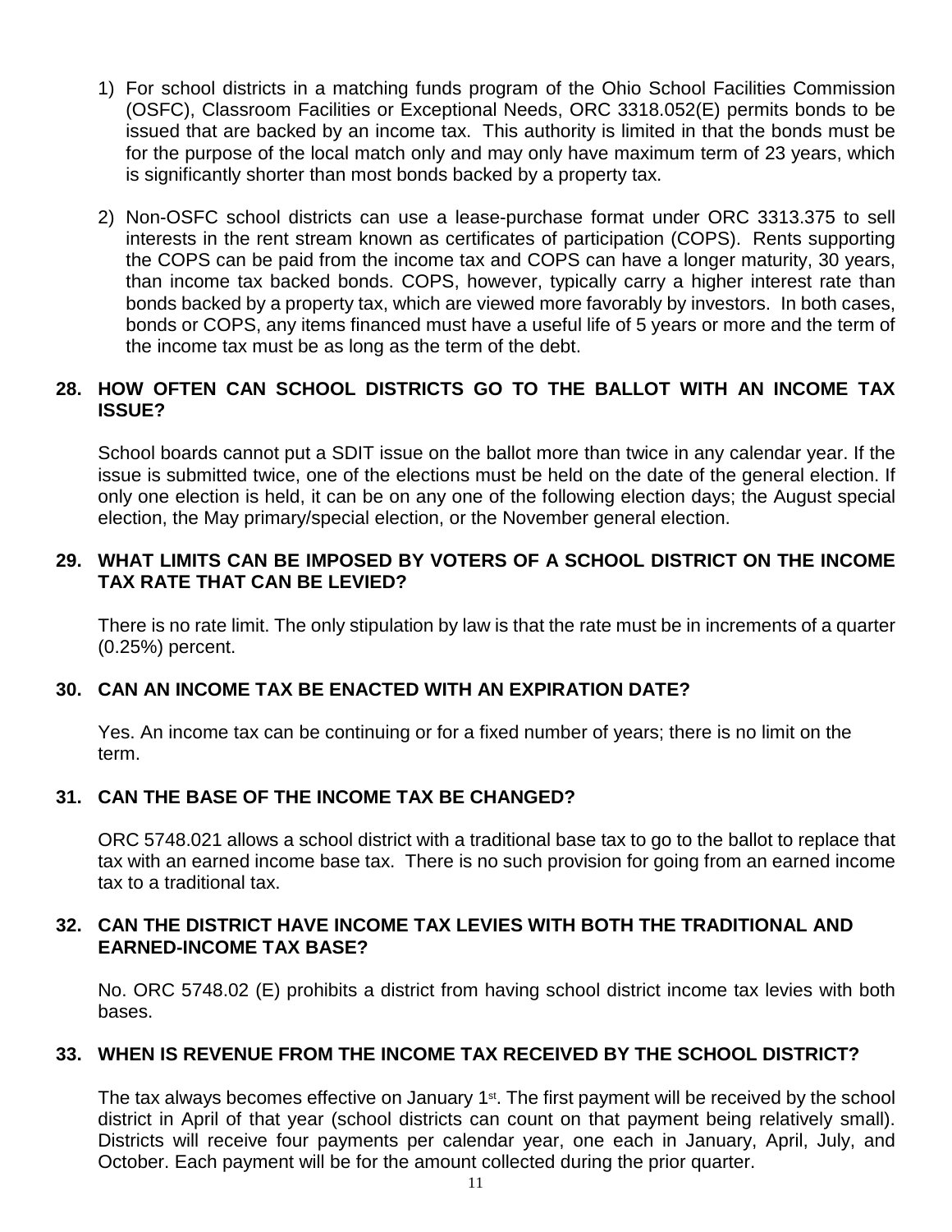1) For school districts in a matching funds program of the Ohio School Facilities Commission (OSFC), Classroom Facilities or Exceptional Needs, ORC 3318.052(E) permits bonds to be issued that are backed by an income tax. This authority is limited in that the bonds must be for the purpose of the local match only and may only have maximum term of 23 years, which is significantly shorter than most bonds backed by a property tax.

2) Non-OSFC school districts can use a lease-purchase format under ORC 3313.375 to sell interests in the rent stream known as certificates of participation (COPS). Rents supporting the COPS can be paid from the income tax and COPS can have a longer maturity, 30 years, than income tax backed bonds. COPS, however, typically carry a higher interest rate than bonds backed by a property tax, which are viewed more favorably by investors. In both cases, bonds or COPS, any items financed must have a useful life of 5 years or more and the term of the income tax must be as long as the term of the debt.

### 28. HOW OFTEN CAN SCHOOL DISTRICTS GO TO THE BALLOT WITH AN INCOME TAX ISSUE?

School boards cannot put a SDIT issue on the ballot more than twice in any calendar year. If the issue is submitted twice, one of the elections must be held on the date of the general election. If only one election is held, it can be on any one of the following election days; the August special election, the May primary/special election, or the November general election.

### 29. WHAT LIMITS CAN BE IMPOSED BY VOTERS OF A SCHOOL DISTRICT ON THE INCOME TAX RATE THAT CAN BE LEVIED?

There is no rate limit. The only stipulation by law is that the rate must be in increments of a quarter (0.25%) percent.

### 30. CAN AN INCOME TAX BE ENACTED WITH AN EXPIRATION DATE?

Yes. An income tax can be continuing or for a fixed number of years; there is no limit on the term.

### 31. CAN THE BASE OF THE INCOME TAX BE CHANGED?

ORC 5748.021 allows a school district with a traditional base tax to go to the ballot to replace that tax with an earned income base tax. There is no such provision for going from an earned income tax to a traditional tax.

### 32. CAN THE DISTRICT HAVE INCOME TAX LEVIES WITH BOTH THE TRADITIONAL AND EARNED-INCOME TAX BASE?

No. ORC 5748.02 (E) prohibits a district from having school district income tax levies with both bases.

### 33. WHEN IS REVENUE FROM THE INCOME TAX RECEIVED BY THE SCHOOL DISTRICT?

The tax always becomes effective on January 1st. The first payment will be received by the school district in April of that year (school districts can count on that payment being relatively small). Districts will receive four payments per calendar year, one each in January, April, July, and October. Each payment will be for the amount collected during the prior quarter.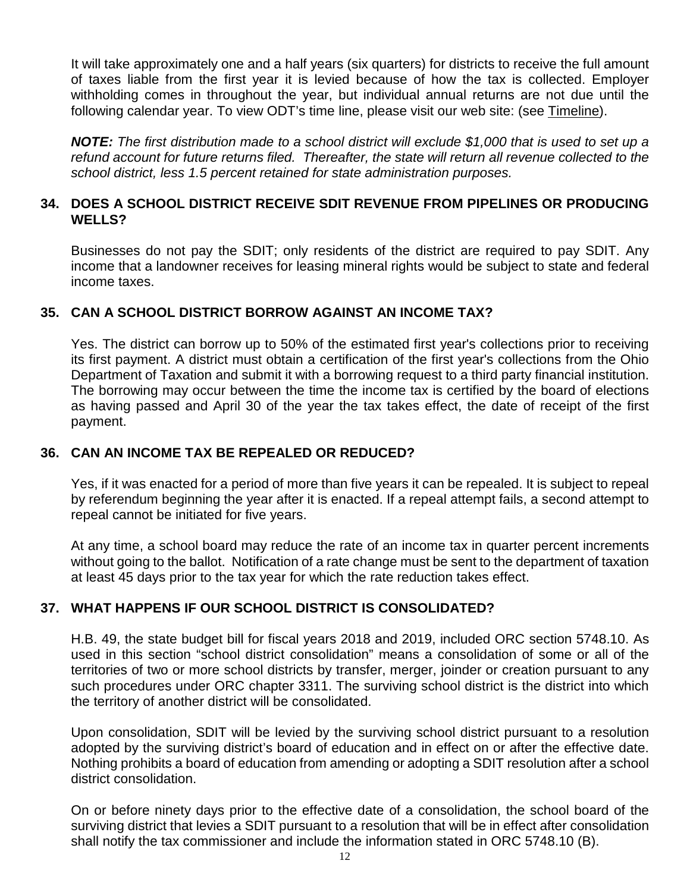It will take approximately one and a half years (six quarters) for districts to receive the full amount of taxes liable from the first year it is levied because of how the tax is collected. Employer withholding comes in throughout the year, but individual annual returns are not due until the following calendar year. To view ODT's time line, please visit our web site: (see Timeline).

***NOTE:*** *The first distribution made to a school district will exclude $1,000 that is used to set up a refund account for future returns filed. Thereafter, the state will return all revenue collected to the school district, less 1.5 percent retained for state administration purposes.*

## 34. DOES A SCHOOL DISTRICT RECEIVE SDIT REVENUE FROM PIPELINES OR PRODUCING WELLS?

Businesses do not pay the SDIT; only residents of the district are required to pay SDIT. Any income that a landowner receives for leasing mineral rights would be subject to state and federal income taxes.

## 35. CAN A SCHOOL DISTRICT BORROW AGAINST AN INCOME TAX?

Yes. The district can borrow up to 50% of the estimated first year's collections prior to receiving its first payment. A district must obtain a certification of the first year's collections from the Ohio Department of Taxation and submit it with a borrowing request to a third party financial institution. The borrowing may occur between the time the income tax is certified by the board of elections as having passed and April 30 of the year the tax takes effect, the date of receipt of the first payment.

## 36. CAN AN INCOME TAX BE REPEALED OR REDUCED?

Yes, if it was enacted for a period of more than five years it can be repealed. It is subject to repeal by referendum beginning the year after it is enacted. If a repeal attempt fails, a second attempt to repeal cannot be initiated for five years.

At any time, a school board may reduce the rate of an income tax in quarter percent increments without going to the ballot. Notification of a rate change must be sent to the department of taxation at least 45 days prior to the tax year for which the rate reduction takes effect.

## 37. WHAT HAPPENS IF OUR SCHOOL DISTRICT IS CONSOLIDATED?

H.B. 49, the state budget bill for fiscal years 2018 and 2019, included ORC section 5748.10. As used in this section "school district consolidation" means a consolidation of some or all of the territories of two or more school districts by transfer, merger, joinder or creation pursuant to any such procedures under ORC chapter 3311. The surviving school district is the district into which the territory of another district will be consolidated.

Upon consolidation, SDIT will be levied by the surviving school district pursuant to a resolution adopted by the surviving district's board of education and in effect on or after the effective date. Nothing prohibits a board of education from amending or adopting a SDIT resolution after a school district consolidation.

On or before ninety days prior to the effective date of a consolidation, the school board of the surviving district that levies a SDIT pursuant to a resolution that will be in effect after consolidation shall notify the tax commissioner and include the information stated in ORC 5748.10 (B).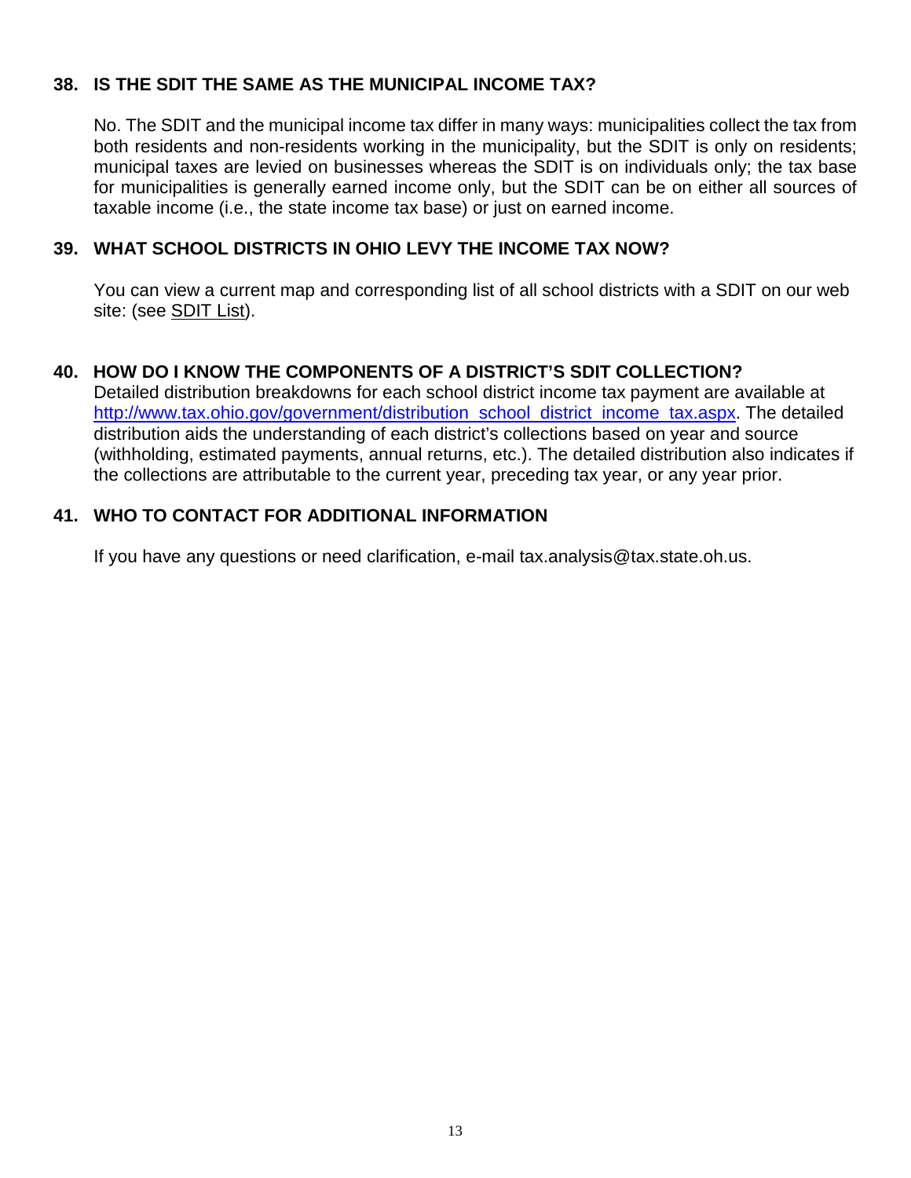## 38. IS THE SDIT THE SAME AS THE MUNICIPAL INCOME TAX?

No. The SDIT and the municipal income tax differ in many ways: municipalities collect the tax from both residents and non-residents working in the municipality, but the SDIT is only on residents; municipal taxes are levied on businesses whereas the SDIT is on individuals only; the tax base for municipalities is generally earned income only, but the SDIT can be on either all sources of taxable income (i.e., the state income tax base) or just on earned income.

## 39. WHAT SCHOOL DISTRICTS IN OHIO LEVY THE INCOME TAX NOW?

You can view a current map and corresponding list of all school districts with a SDIT on our web site: (see SDIT List).

## 40. HOW DO I KNOW THE COMPONENTS OF A DISTRICT'S SDIT COLLECTION?

Detailed distribution breakdowns for each school district income tax payment are available at http://www.tax.ohio.gov/government/distribution_school_district_income_tax.aspx. The detailed distribution aids the understanding of each district's collections based on year and source (withholding, estimated payments, annual returns, etc.). The detailed distribution also indicates if the collections are attributable to the current year, preceding tax year, or any year prior.

## 41. WHO TO CONTACT FOR ADDITIONAL INFORMATION

If you have any questions or need clarification, e-mail tax.analysis@tax.state.oh.us.